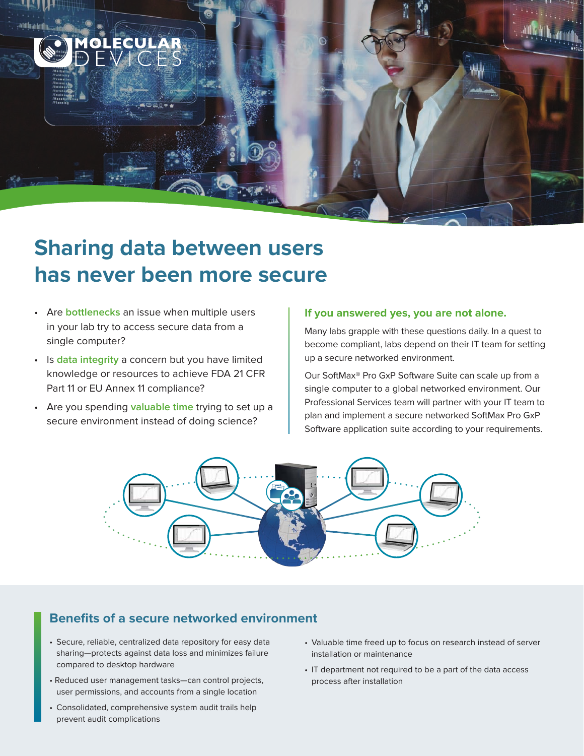# Sharing data between users has never been more secure

- Are **bottlenecks** an issue when multiple users in your lab try to access secure data from a single computer?
- Is **data integrity** a concern but you have limited knowledge or resources to achieve FDA 21 CFR Part 11 or EU Annex 11 compliance?
- Are you spending **valuable time** trying to set up a secure environment instead of doing science?

### If you answered yes, you are not alone.

Many labs grapple with these questions daily. In a quest to become compliant, labs depend on their IT team for setting up a secure networked environment.

Our SoftMax® Pro GxP Software Suite can scale up from a single computer to a global networked environment. Our Professional Services team will partner with your IT team to plan and implement a secure networked SoftMax Pro GxP Software application suite according to your requirements.

## Benefits of a secure networked environment

- Secure, reliable, centralized data repository for easy data sharing—protects against data loss and minimizes failure compared to desktop hardware
- Reduced user management tasks—can control projects, user permissions, and accounts from a single location
- Consolidated, comprehensive system audit trails help prevent audit complications
- Valuable time freed up to focus on research instead of server installation or maintenance
- IT department not required to be a part of the data access process after installation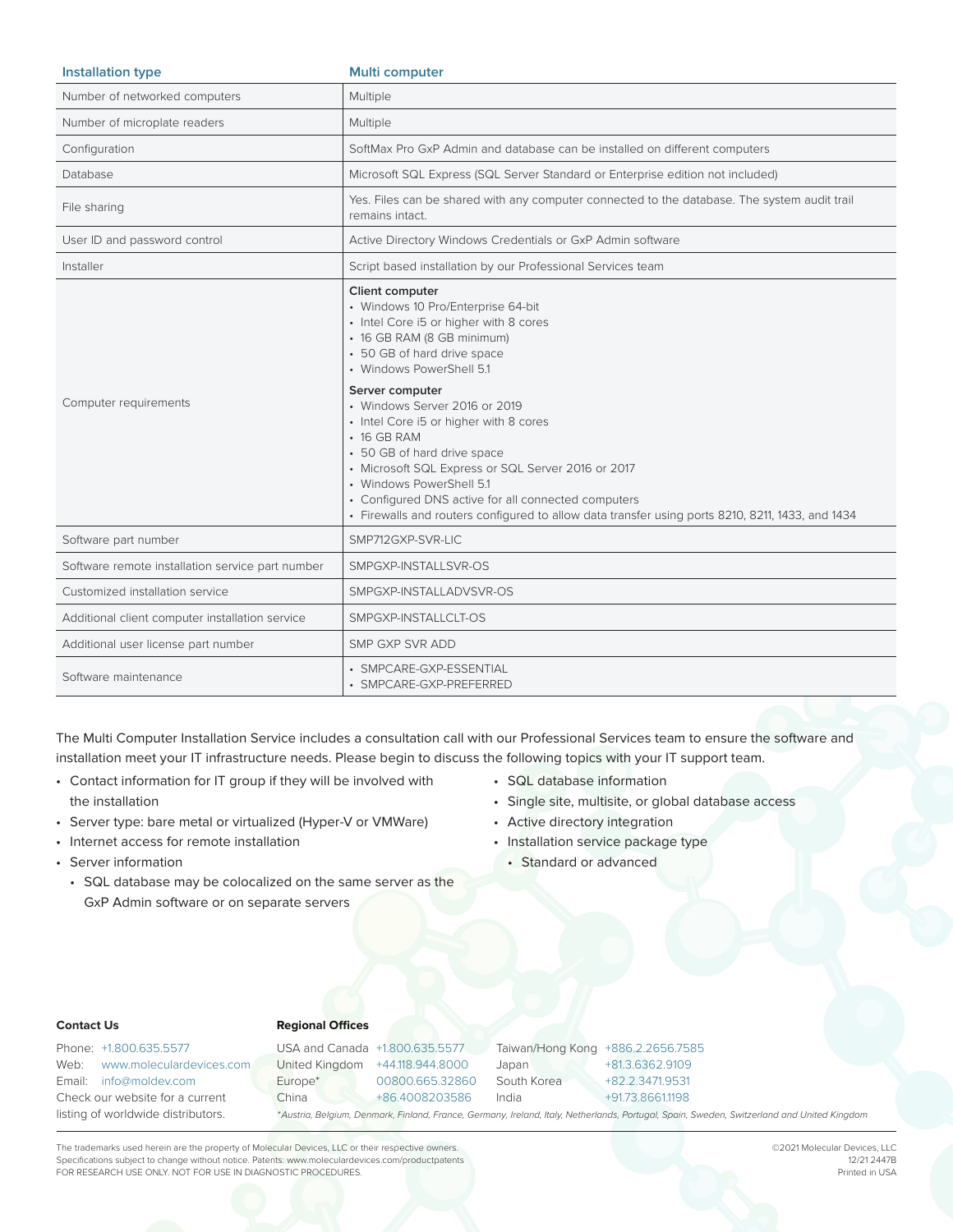| Installation type | Multi computer |
|---|---|
| Number of networked computers | Multiple |
| Number of microplate readers | Multiple |
| Configuration | SoftMax Pro GxP Admin and database can be installed on different computers |
| Database | Microsoft SQL Express (SQL Server Standard or Enterprise edition not included) |
| File sharing | Yes. Files can be shared with any computer connected to the database. The system audit trail remains intact. |
| User ID and password control | Active Directory Windows Credentials or GxP Admin software |
| Installer | Script based installation by our Professional Services team |
| Computer requirements | **Client computer**<br>• Windows 10 Pro/Enterprise 64-bit<br>• Intel Core i5 or higher with 8 cores<br>• 16 GB RAM (8 GB minimum)<br>• 50 GB of hard drive space<br>• Windows PowerShell 5.1<br>**Server computer**<br>• Windows Server 2016 or 2019<br>• Intel Core i5 or higher with 8 cores<br>• 16 GB RAM<br>• 50 GB of hard drive space<br>• Microsoft SQL Express or SQL Server 2016 or 2017<br>• Windows PowerShell 5.1<br>• Configured DNS active for all connected computers<br>• Firewalls and routers configured to allow data transfer using ports 8210, 8211, 1433, and 1434 |
| Software part number | SMP712GXP-SVR-LIC |
| Software remote installation service part number | SMPGXP-INSTALLSVR-OS |
| Customized installation service | SMPGXP-INSTALLADVSVR-OS |
| Additional client computer installation service | SMPGXP-INSTALLCLT-OS |
| Additional user license part number | SMP GXP SVR ADD |
| Software maintenance | • SMPCARE-GXP-ESSENTIAL<br>• SMPCARE-GXP-PREFERRED |

The Multi Computer Installation Service includes a consultation call with our Professional Services team to ensure the software and installation meet your IT infrastructure needs. Please begin to discuss the following topics with your IT support team.

- Contact information for IT group if they will be involved with the installation
- Server type: bare metal or virtualized (Hyper-V or VMWare)
- Internet access for remote installation
- Server information
  - SQL database may be colocalized on the same server as the GxP Admin software or on separate servers
- SQL database information
- Single site, multisite, or global database access
- Active directory integration
- Installation service package type
  - Standard or advanced

**Contact Us**

Phone: +1.800.635.5577
Web: www.moleculardevices.com
Email: info@moldev.com
Check our website for a current listing of worldwide distributors.

**Regional Offices**

| | | | |
|---|---|---|---|
| USA and Canada | +1.800.635.5577 | Taiwan/Hong Kong | +886.2.2656.7585 |
| United Kingdom | +44.118.944.8000 | Japan | +81.3.6362.9109 |
| Europe* | 00800.665.32860 | South Korea | +82.2.3471.9531 |
| China | +86.4008203586 | India | +91.73.8661.1198 |

*Austria, Belgium, Denmark, Finland, France, Germany, Ireland, Italy, Netherlands, Portugal, Spain, Sweden, Switzerland and United Kingdom*

The trademarks used herein are the property of Molecular Devices, LLC or their respective owners.
Specifications subject to change without notice. Patents: www.moleculardevices.com/productpatents
FOR RESEARCH USE ONLY. NOT FOR USE IN DIAGNOSTIC PROCEDURES.

©2021 Molecular Devices, LLC
12/21 2447B
Printed in USA